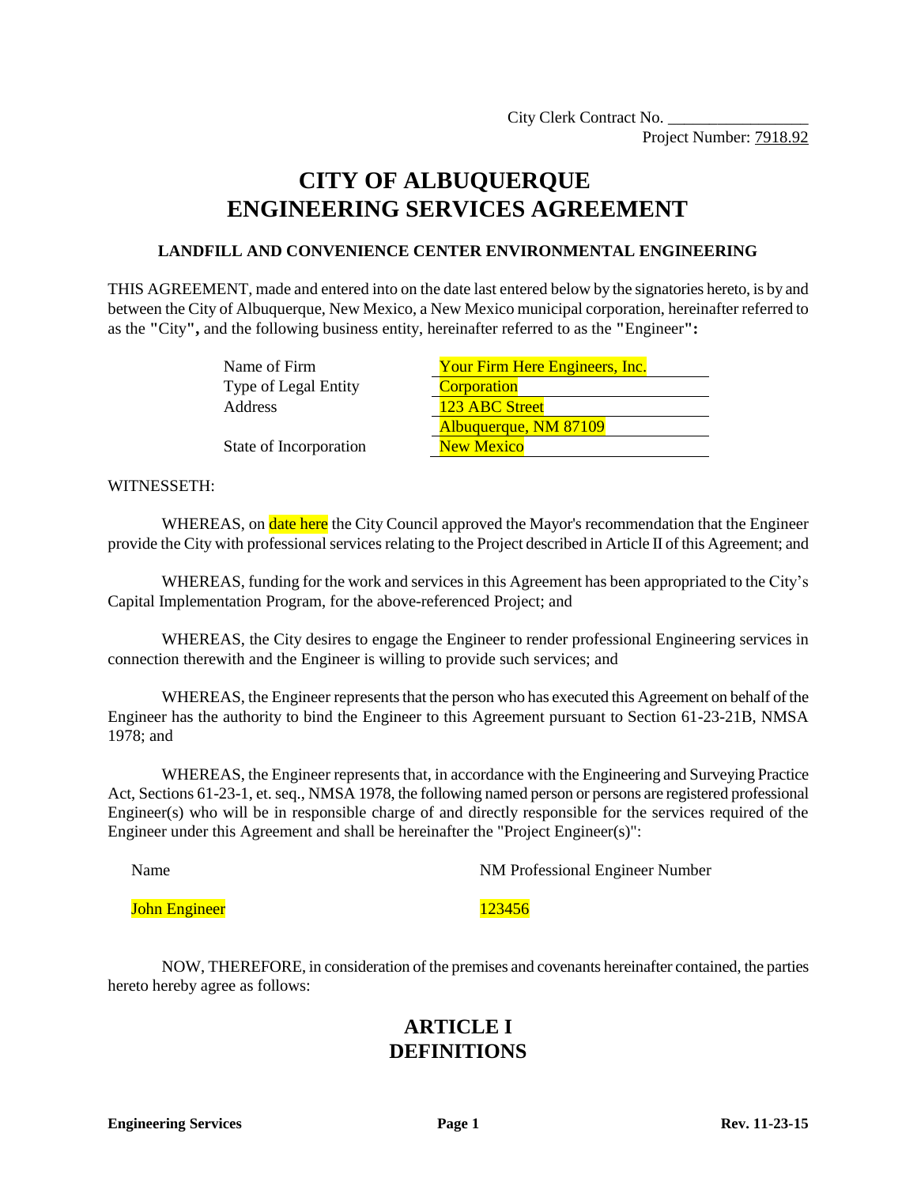City Clerk Contract No. _________________
Project Number: 7918.92

# CITY OF ALBUQUERQUE
# ENGINEERING SERVICES AGREEMENT

### LANDFILL AND CONVENIENCE CENTER ENVIRONMENTAL ENGINEERING

THIS AGREEMENT, made and entered into on the date last entered below by the signatories hereto, is by and between the City of Albuquerque, New Mexico, a New Mexico municipal corporation, hereinafter referred to as the **"**City**",** and the following business entity, hereinafter referred to as the **"**Engineer**":**

| | |
|---|---|
| Name of Firm | Your Firm Here Engineers, Inc. |
| Type of Legal Entity | Corporation |
| Address | 123 ABC Street |
| | Albuquerque, NM 87109 |
| State of Incorporation | New Mexico |

WITNESSETH:

WHEREAS, on date here the City Council approved the Mayor's recommendation that the Engineer provide the City with professional services relating to the Project described in Article II of this Agreement; and

WHEREAS, funding for the work and services in this Agreement has been appropriated to the City's Capital Implementation Program, for the above-referenced Project; and

WHEREAS, the City desires to engage the Engineer to render professional Engineering services in connection therewith and the Engineer is willing to provide such services; and

WHEREAS, the Engineer represents that the person who has executed this Agreement on behalf of the Engineer has the authority to bind the Engineer to this Agreement pursuant to Section 61-23-21B, NMSA 1978; and

WHEREAS, the Engineer represents that, in accordance with the Engineering and Surveying Practice Act, Sections 61-23-1, et. seq., NMSA 1978, the following named person or persons are registered professional Engineer(s) who will be in responsible charge of and directly responsible for the services required of the Engineer under this Agreement and shall be hereinafter the "Project Engineer(s)":

| Name | NM Professional Engineer Number |
|---|---|
| John Engineer | 123456 |

NOW, THEREFORE, in consideration of the premises and covenants hereinafter contained, the parties hereto hereby agree as follows:

## ARTICLE I
## DEFINITIONS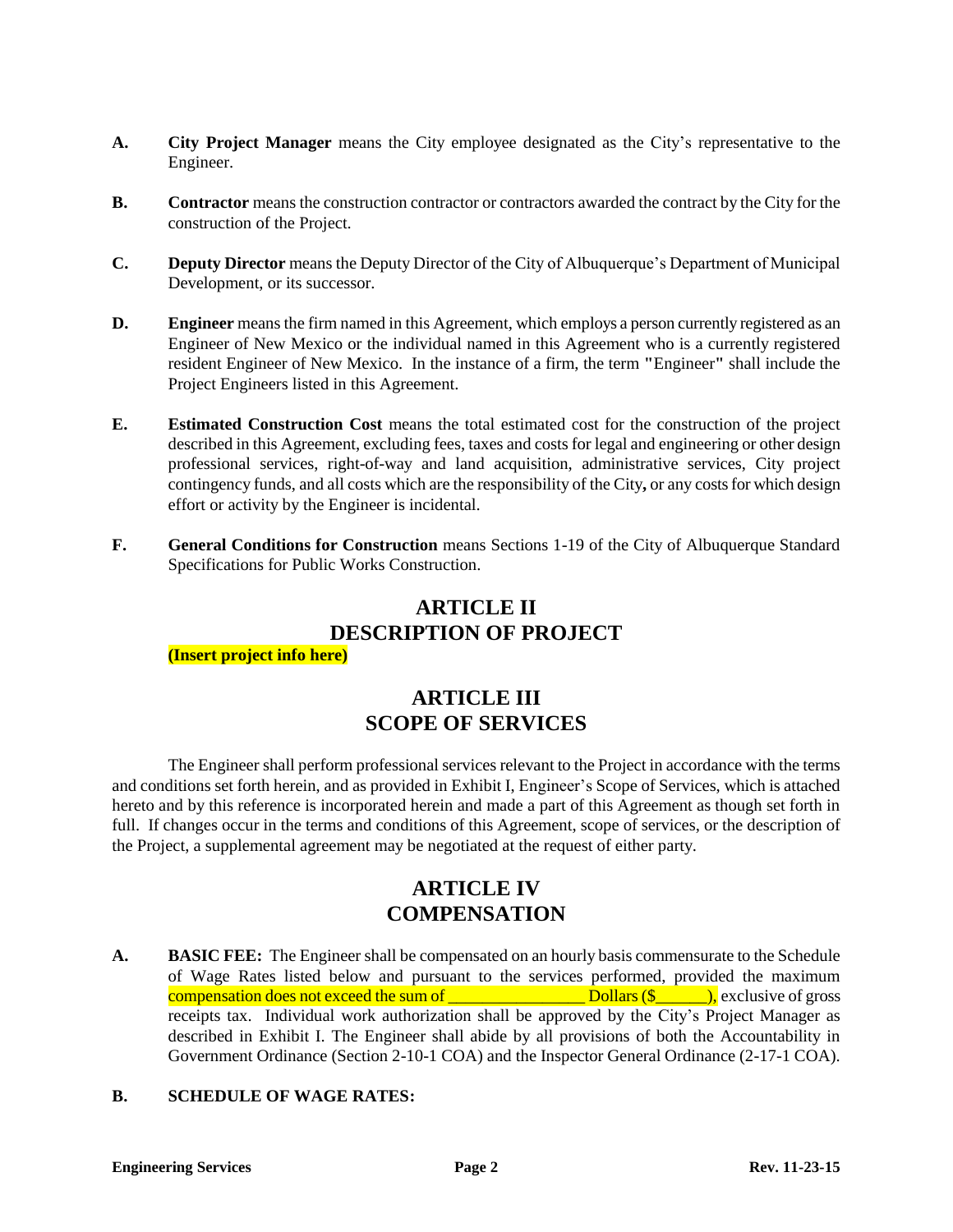**A.** **City Project Manager** means the City employee designated as the City's representative to the Engineer.

**B.** **Contractor** means the construction contractor or contractors awarded the contract by the City for the construction of the Project.

**C.** **Deputy Director** means the Deputy Director of the City of Albuquerque's Department of Municipal Development, or its successor.

**D.** **Engineer** means the firm named in this Agreement, which employs a person currently registered as an Engineer of New Mexico or the individual named in this Agreement who is a currently registered resident Engineer of New Mexico. In the instance of a firm, the term "Engineer" shall include the Project Engineers listed in this Agreement.

**E.** **Estimated Construction Cost** means the total estimated cost for the construction of the project described in this Agreement, excluding fees, taxes and costs for legal and engineering or other design professional services, right-of-way and land acquisition, administrative services, City project contingency funds, and all costs which are the responsibility of the City**,** or any costs for which design effort or activity by the Engineer is incidental.

**F.** **General Conditions for Construction** means Sections 1-19 of the City of Albuquerque Standard Specifications for Public Works Construction.

## ARTICLE II
## DESCRIPTION OF PROJECT

**(Insert project info here)**

## ARTICLE III
## SCOPE OF SERVICES

The Engineer shall perform professional services relevant to the Project in accordance with the terms and conditions set forth herein, and as provided in Exhibit I, Engineer's Scope of Services, which is attached hereto and by this reference is incorporated herein and made a part of this Agreement as though set forth in full. If changes occur in the terms and conditions of this Agreement, scope of services, or the description of the Project, a supplemental agreement may be negotiated at the request of either party.

## ARTICLE IV
## COMPENSATION

**A.** **BASIC FEE:** The Engineer shall be compensated on an hourly basis commensurate to the Schedule of Wage Rates listed below and pursuant to the services performed, provided the maximum compensation does not exceed the sum of ________________ Dollars ($______), exclusive of gross receipts tax. Individual work authorization shall be approved by the City's Project Manager as described in Exhibit I. The Engineer shall abide by all provisions of both the Accountability in Government Ordinance (Section 2-10-1 COA) and the Inspector General Ordinance (2-17-1 COA).

**B.** **SCHEDULE OF WAGE RATES:**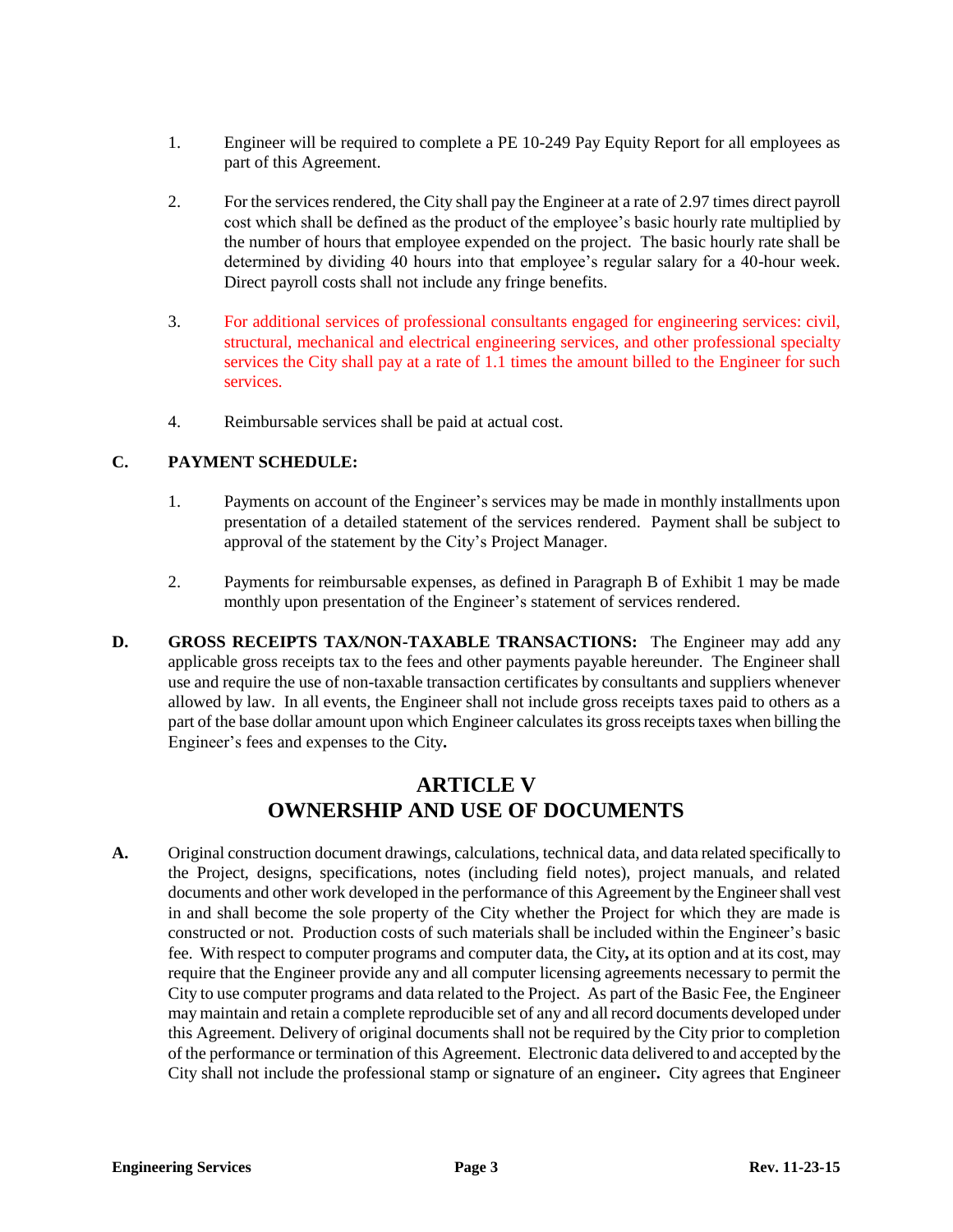1. Engineer will be required to complete a PE 10-249 Pay Equity Report for all employees as part of this Agreement.

2. For the services rendered, the City shall pay the Engineer at a rate of 2.97 times direct payroll cost which shall be defined as the product of the employee's basic hourly rate multiplied by the number of hours that employee expended on the project. The basic hourly rate shall be determined by dividing 40 hours into that employee's regular salary for a 40-hour week. Direct payroll costs shall not include any fringe benefits.

3. For additional services of professional consultants engaged for engineering services: civil, structural, mechanical and electrical engineering services, and other professional specialty services the City shall pay at a rate of 1.1 times the amount billed to the Engineer for such services.

4. Reimbursable services shall be paid at actual cost.

**C. PAYMENT SCHEDULE:**

1. Payments on account of the Engineer's services may be made in monthly installments upon presentation of a detailed statement of the services rendered. Payment shall be subject to approval of the statement by the City's Project Manager.

2. Payments for reimbursable expenses, as defined in Paragraph B of Exhibit 1 may be made monthly upon presentation of the Engineer's statement of services rendered.

**D. GROSS RECEIPTS TAX/NON-TAXABLE TRANSACTIONS:** The Engineer may add any applicable gross receipts tax to the fees and other payments payable hereunder. The Engineer shall use and require the use of non-taxable transaction certificates by consultants and suppliers whenever allowed by law. In all events, the Engineer shall not include gross receipts taxes paid to others as a part of the base dollar amount upon which Engineer calculates its gross receipts taxes when billing the Engineer's fees and expenses to the City**.**

## ARTICLE V
## OWNERSHIP AND USE OF DOCUMENTS

**A.** Original construction document drawings, calculations, technical data, and data related specifically to the Project, designs, specifications, notes (including field notes), project manuals, and related documents and other work developed in the performance of this Agreement by the Engineer shall vest in and shall become the sole property of the City whether the Project for which they are made is constructed or not. Production costs of such materials shall be included within the Engineer's basic fee. With respect to computer programs and computer data, the City**,** at its option and at its cost, may require that the Engineer provide any and all computer licensing agreements necessary to permit the City to use computer programs and data related to the Project. As part of the Basic Fee, the Engineer may maintain and retain a complete reproducible set of any and all record documents developed under this Agreement. Delivery of original documents shall not be required by the City prior to completion of the performance or termination of this Agreement. Electronic data delivered to and accepted by the City shall not include the professional stamp or signature of an engineer**.** City agrees that Engineer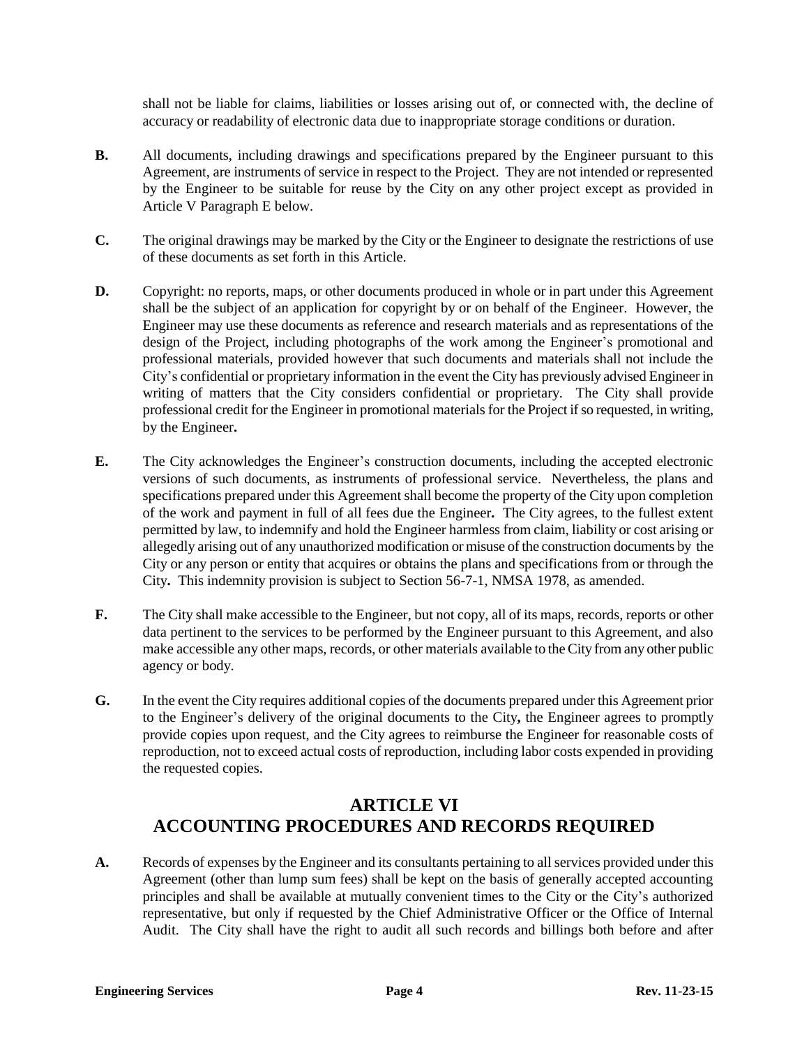shall not be liable for claims, liabilities or losses arising out of, or connected with, the decline of accuracy or readability of electronic data due to inappropriate storage conditions or duration.

**B.** All documents, including drawings and specifications prepared by the Engineer pursuant to this Agreement, are instruments of service in respect to the Project. They are not intended or represented by the Engineer to be suitable for reuse by the City on any other project except as provided in Article V Paragraph E below.

**C.** The original drawings may be marked by the City or the Engineer to designate the restrictions of use of these documents as set forth in this Article.

**D.** Copyright: no reports, maps, or other documents produced in whole or in part under this Agreement shall be the subject of an application for copyright by or on behalf of the Engineer. However, the Engineer may use these documents as reference and research materials and as representations of the design of the Project, including photographs of the work among the Engineer's promotional and professional materials, provided however that such documents and materials shall not include the City's confidential or proprietary information in the event the City has previously advised Engineer in writing of matters that the City considers confidential or proprietary. The City shall provide professional credit for the Engineer in promotional materials for the Project if so requested, in writing, by the Engineer**.**

**E.** The City acknowledges the Engineer's construction documents, including the accepted electronic versions of such documents, as instruments of professional service. Nevertheless, the plans and specifications prepared under this Agreement shall become the property of the City upon completion of the work and payment in full of all fees due the Engineer**.** The City agrees, to the fullest extent permitted by law, to indemnify and hold the Engineer harmless from claim, liability or cost arising or allegedly arising out of any unauthorized modification or misuse of the construction documents by the City or any person or entity that acquires or obtains the plans and specifications from or through the City**.** This indemnity provision is subject to Section 56-7-1, NMSA 1978, as amended.

**F.** The City shall make accessible to the Engineer, but not copy, all of its maps, records, reports or other data pertinent to the services to be performed by the Engineer pursuant to this Agreement, and also make accessible any other maps, records, or other materials available to the City from any other public agency or body.

**G.** In the event the City requires additional copies of the documents prepared under this Agreement prior to the Engineer's delivery of the original documents to the City**,** the Engineer agrees to promptly provide copies upon request, and the City agrees to reimburse the Engineer for reasonable costs of reproduction, not to exceed actual costs of reproduction, including labor costs expended in providing the requested copies.

## ARTICLE VI
## ACCOUNTING PROCEDURES AND RECORDS REQUIRED

**A.** Records of expenses by the Engineer and its consultants pertaining to all services provided under this Agreement (other than lump sum fees) shall be kept on the basis of generally accepted accounting principles and shall be available at mutually convenient times to the City or the City's authorized representative, but only if requested by the Chief Administrative Officer or the Office of Internal Audit. The City shall have the right to audit all such records and billings both before and after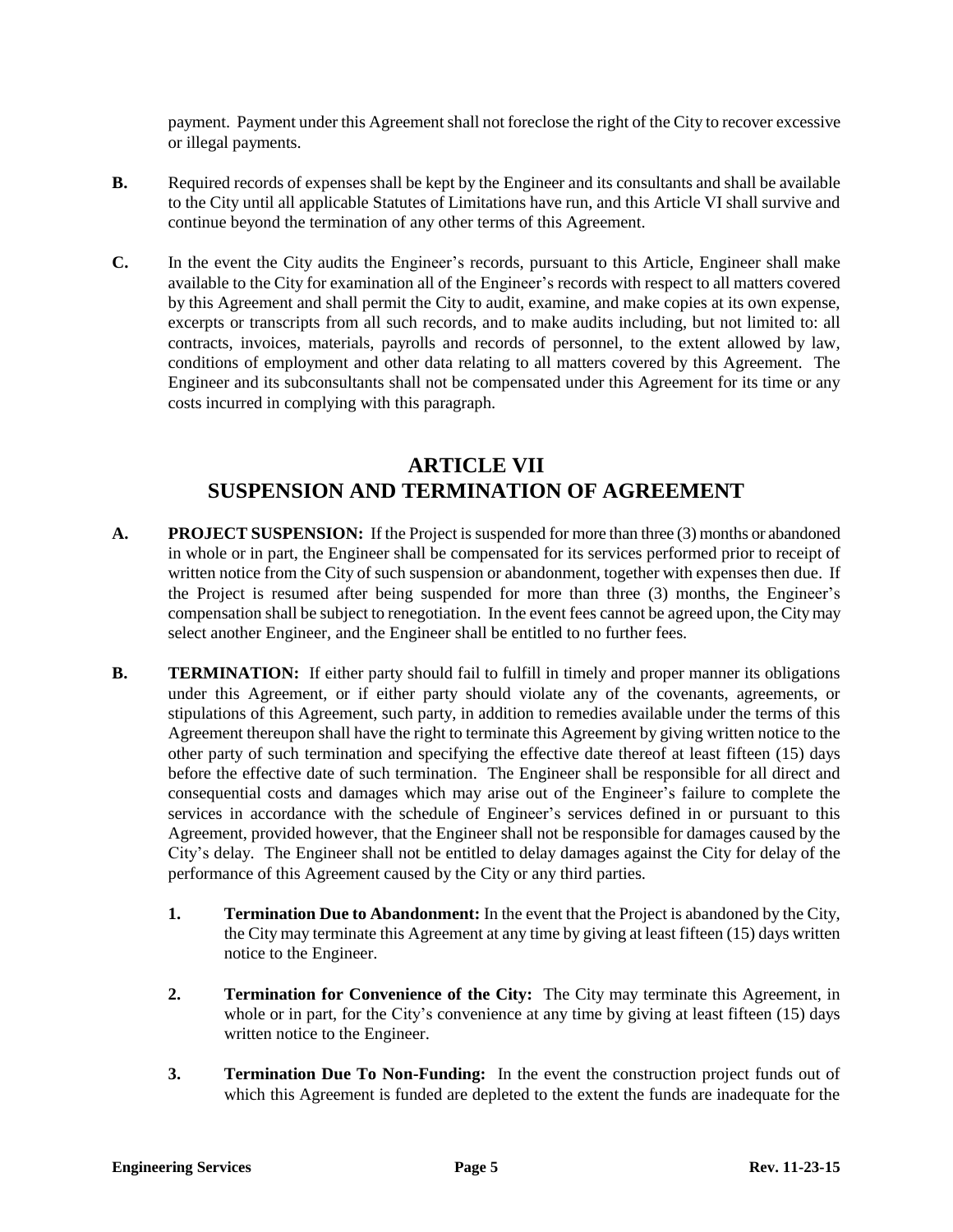payment. Payment under this Agreement shall not foreclose the right of the City to recover excessive or illegal payments.

**B.** Required records of expenses shall be kept by the Engineer and its consultants and shall be available to the City until all applicable Statutes of Limitations have run, and this Article VI shall survive and continue beyond the termination of any other terms of this Agreement.

**C.** In the event the City audits the Engineer's records, pursuant to this Article, Engineer shall make available to the City for examination all of the Engineer's records with respect to all matters covered by this Agreement and shall permit the City to audit, examine, and make copies at its own expense, excerpts or transcripts from all such records, and to make audits including, but not limited to: all contracts, invoices, materials, payrolls and records of personnel, to the extent allowed by law, conditions of employment and other data relating to all matters covered by this Agreement. The Engineer and its subconsultants shall not be compensated under this Agreement for its time or any costs incurred in complying with this paragraph.

## ARTICLE VII
## SUSPENSION AND TERMINATION OF AGREEMENT

**A. PROJECT SUSPENSION:** If the Project is suspended for more than three (3) months or abandoned in whole or in part, the Engineer shall be compensated for its services performed prior to receipt of written notice from the City of such suspension or abandonment, together with expenses then due. If the Project is resumed after being suspended for more than three (3) months, the Engineer's compensation shall be subject to renegotiation. In the event fees cannot be agreed upon, the City may select another Engineer, and the Engineer shall be entitled to no further fees.

**B. TERMINATION:** If either party should fail to fulfill in timely and proper manner its obligations under this Agreement, or if either party should violate any of the covenants, agreements, or stipulations of this Agreement, such party, in addition to remedies available under the terms of this Agreement thereupon shall have the right to terminate this Agreement by giving written notice to the other party of such termination and specifying the effective date thereof at least fifteen (15) days before the effective date of such termination. The Engineer shall be responsible for all direct and consequential costs and damages which may arise out of the Engineer's failure to complete the services in accordance with the schedule of Engineer's services defined in or pursuant to this Agreement, provided however, that the Engineer shall not be responsible for damages caused by the City's delay. The Engineer shall not be entitled to delay damages against the City for delay of the performance of this Agreement caused by the City or any third parties.

**1. Termination Due to Abandonment:** In the event that the Project is abandoned by the City, the City may terminate this Agreement at any time by giving at least fifteen (15) days written notice to the Engineer.

**2. Termination for Convenience of the City:** The City may terminate this Agreement, in whole or in part, for the City's convenience at any time by giving at least fifteen (15) days written notice to the Engineer.

**3. Termination Due To Non-Funding:** In the event the construction project funds out of which this Agreement is funded are depleted to the extent the funds are inadequate for the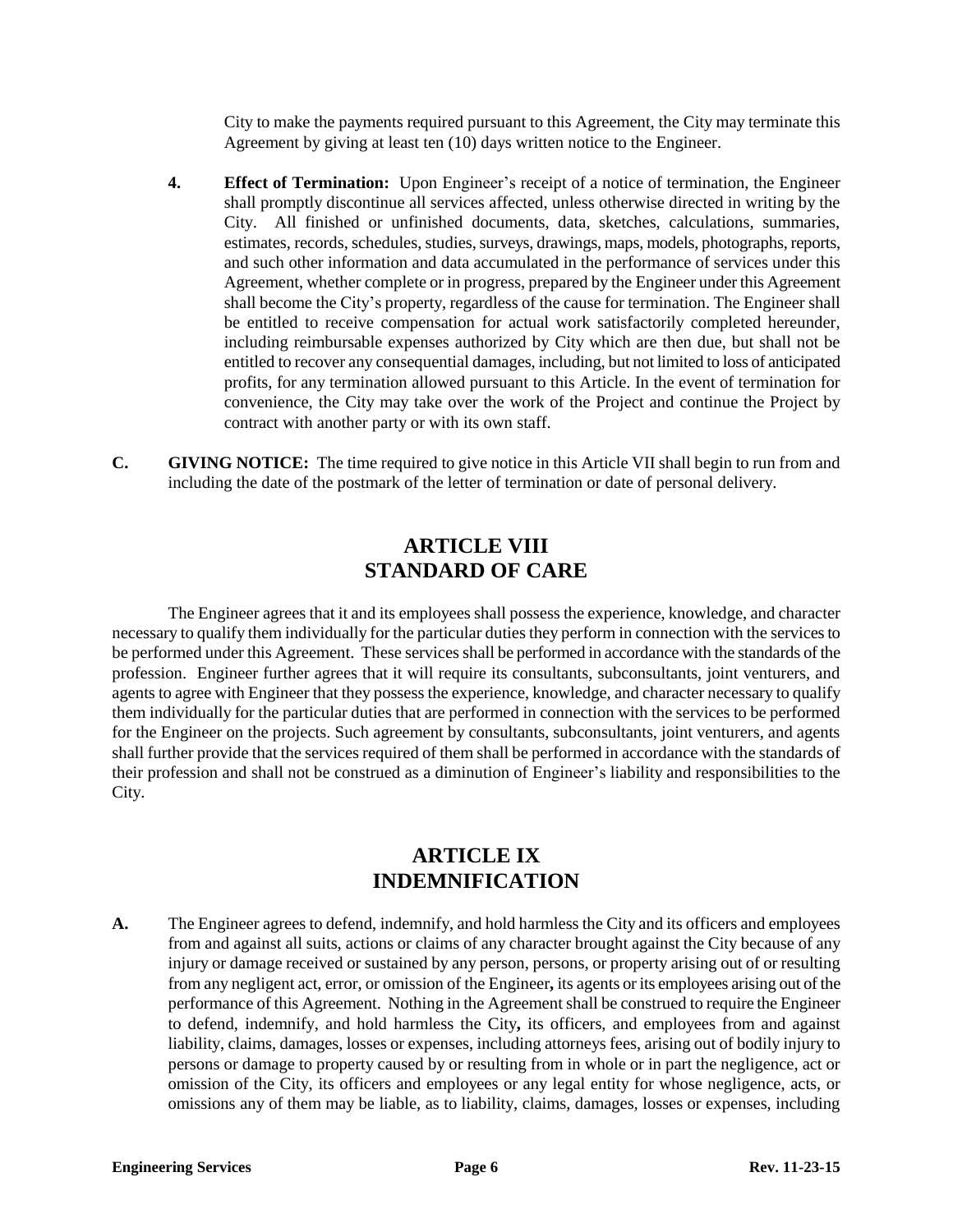City to make the payments required pursuant to this Agreement, the City may terminate this Agreement by giving at least ten (10) days written notice to the Engineer.

**4. Effect of Termination:** Upon Engineer's receipt of a notice of termination, the Engineer shall promptly discontinue all services affected, unless otherwise directed in writing by the City. All finished or unfinished documents, data, sketches, calculations, summaries, estimates, records, schedules, studies, surveys, drawings, maps, models, photographs, reports, and such other information and data accumulated in the performance of services under this Agreement, whether complete or in progress, prepared by the Engineer under this Agreement shall become the City's property, regardless of the cause for termination. The Engineer shall be entitled to receive compensation for actual work satisfactorily completed hereunder, including reimbursable expenses authorized by City which are then due, but shall not be entitled to recover any consequential damages, including, but not limited to loss of anticipated profits, for any termination allowed pursuant to this Article. In the event of termination for convenience, the City may take over the work of the Project and continue the Project by contract with another party or with its own staff.

**C. GIVING NOTICE:** The time required to give notice in this Article VII shall begin to run from and including the date of the postmark of the letter of termination or date of personal delivery.

## ARTICLE VIII
## STANDARD OF CARE

The Engineer agrees that it and its employees shall possess the experience, knowledge, and character necessary to qualify them individually for the particular duties they perform in connection with the services to be performed under this Agreement. These services shall be performed in accordance with the standards of the profession. Engineer further agrees that it will require its consultants, subconsultants, joint venturers, and agents to agree with Engineer that they possess the experience, knowledge, and character necessary to qualify them individually for the particular duties that are performed in connection with the services to be performed for the Engineer on the projects. Such agreement by consultants, subconsultants, joint venturers, and agents shall further provide that the services required of them shall be performed in accordance with the standards of their profession and shall not be construed as a diminution of Engineer's liability and responsibilities to the City.

## ARTICLE IX
## INDEMNIFICATION

**A.** The Engineer agrees to defend, indemnify, and hold harmless the City and its officers and employees from and against all suits, actions or claims of any character brought against the City because of any injury or damage received or sustained by any person, persons, or property arising out of or resulting from any negligent act, error, or omission of the Engineer, its agents or its employees arising out of the performance of this Agreement. Nothing in the Agreement shall be construed to require the Engineer to defend, indemnify, and hold harmless the City, its officers, and employees from and against liability, claims, damages, losses or expenses, including attorneys fees, arising out of bodily injury to persons or damage to property caused by or resulting from in whole or in part the negligence, act or omission of the City, its officers and employees or any legal entity for whose negligence, acts, or omissions any of them may be liable, as to liability, claims, damages, losses or expenses, including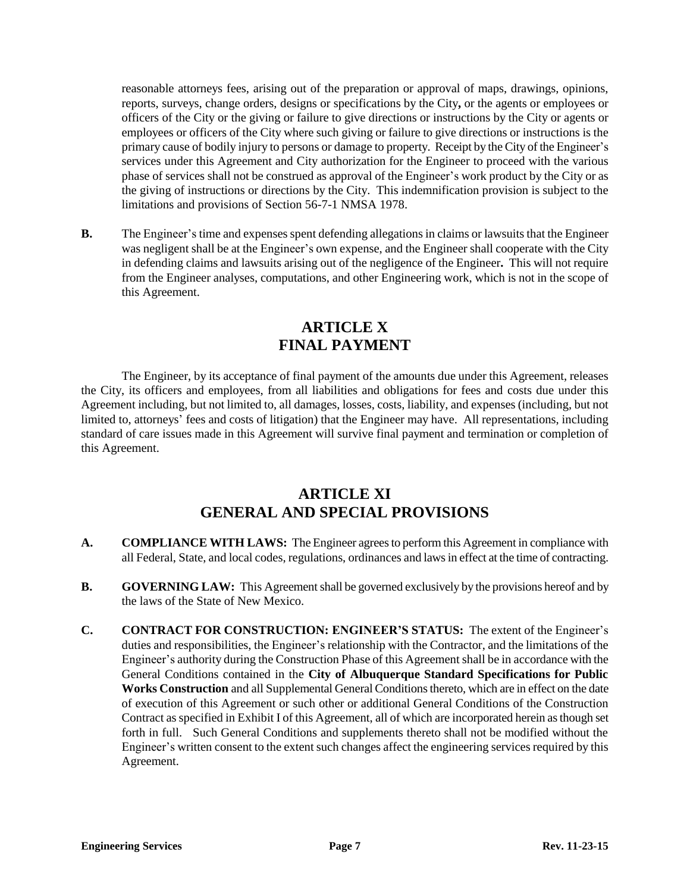reasonable attorneys fees, arising out of the preparation or approval of maps, drawings, opinions, reports, surveys, change orders, designs or specifications by the City**,** or the agents or employees or officers of the City or the giving or failure to give directions or instructions by the City or agents or employees or officers of the City where such giving or failure to give directions or instructions is the primary cause of bodily injury to persons or damage to property. Receipt by the City of the Engineer's services under this Agreement and City authorization for the Engineer to proceed with the various phase of services shall not be construed as approval of the Engineer's work product by the City or as the giving of instructions or directions by the City. This indemnification provision is subject to the limitations and provisions of Section 56-7-1 NMSA 1978.

**B.** The Engineer's time and expenses spent defending allegations in claims or lawsuits that the Engineer was negligent shall be at the Engineer's own expense, and the Engineer shall cooperate with the City in defending claims and lawsuits arising out of the negligence of the Engineer**.** This will not require from the Engineer analyses, computations, and other Engineering work, which is not in the scope of this Agreement.

## ARTICLE X
## FINAL PAYMENT

The Engineer, by its acceptance of final payment of the amounts due under this Agreement, releases the City, its officers and employees, from all liabilities and obligations for fees and costs due under this Agreement including, but not limited to, all damages, losses, costs, liability, and expenses (including, but not limited to, attorneys' fees and costs of litigation) that the Engineer may have. All representations, including standard of care issues made in this Agreement will survive final payment and termination or completion of this Agreement.

## ARTICLE XI
## GENERAL AND SPECIAL PROVISIONS

**A. COMPLIANCE WITH LAWS:** The Engineer agrees to perform this Agreement in compliance with all Federal, State, and local codes, regulations, ordinances and laws in effect at the time of contracting.

**B. GOVERNING LAW:** This Agreement shall be governed exclusively by the provisions hereof and by the laws of the State of New Mexico.

**C. CONTRACT FOR CONSTRUCTION: ENGINEER'S STATUS:** The extent of the Engineer's duties and responsibilities, the Engineer's relationship with the Contractor, and the limitations of the Engineer's authority during the Construction Phase of this Agreement shall be in accordance with the General Conditions contained in the **City of Albuquerque Standard Specifications for Public Works Construction** and all Supplemental General Conditions thereto, which are in effect on the date of execution of this Agreement or such other or additional General Conditions of the Construction Contract as specified in Exhibit I of this Agreement, all of which are incorporated herein as though set forth in full. Such General Conditions and supplements thereto shall not be modified without the Engineer's written consent to the extent such changes affect the engineering services required by this Agreement.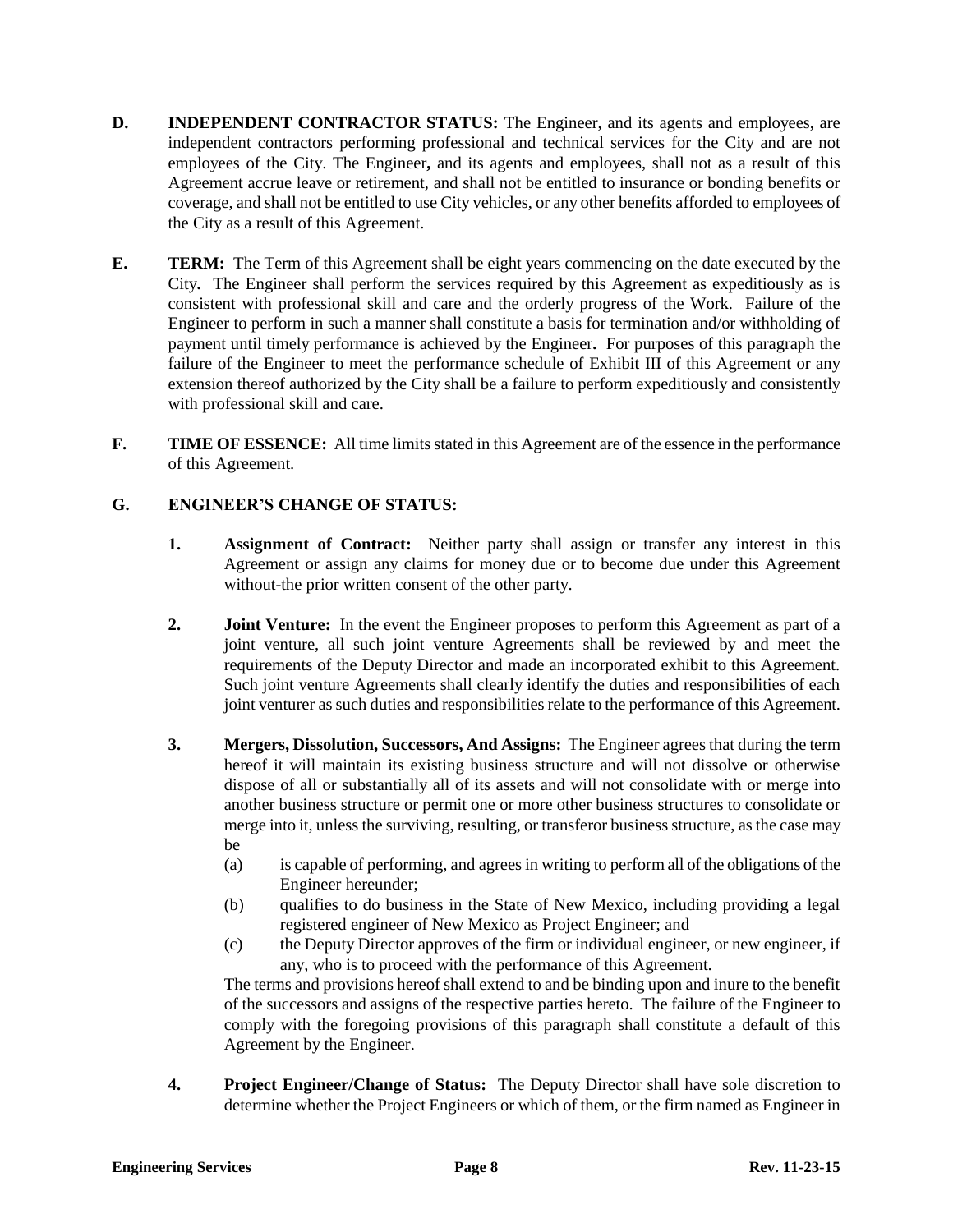**D. INDEPENDENT CONTRACTOR STATUS:** The Engineer, and its agents and employees, are independent contractors performing professional and technical services for the City and are not employees of the City. The Engineer**,** and its agents and employees, shall not as a result of this Agreement accrue leave or retirement, and shall not be entitled to insurance or bonding benefits or coverage, and shall not be entitled to use City vehicles, or any other benefits afforded to employees of the City as a result of this Agreement.

**E. TERM:** The Term of this Agreement shall be eight years commencing on the date executed by the City**.** The Engineer shall perform the services required by this Agreement as expeditiously as is consistent with professional skill and care and the orderly progress of the Work. Failure of the Engineer to perform in such a manner shall constitute a basis for termination and/or withholding of payment until timely performance is achieved by the Engineer**.** For purposes of this paragraph the failure of the Engineer to meet the performance schedule of Exhibit III of this Agreement or any extension thereof authorized by the City shall be a failure to perform expeditiously and consistently with professional skill and care.

**F. TIME OF ESSENCE:** All time limits stated in this Agreement are of the essence in the performance of this Agreement.

**G. ENGINEER'S CHANGE OF STATUS:**

**1. Assignment of Contract:** Neither party shall assign or transfer any interest in this Agreement or assign any claims for money due or to become due under this Agreement without-the prior written consent of the other party.

**2. Joint Venture:** In the event the Engineer proposes to perform this Agreement as part of a joint venture, all such joint venture Agreements shall be reviewed by and meet the requirements of the Deputy Director and made an incorporated exhibit to this Agreement. Such joint venture Agreements shall clearly identify the duties and responsibilities of each joint venturer as such duties and responsibilities relate to the performance of this Agreement.

**3. Mergers, Dissolution, Successors, And Assigns:** The Engineer agrees that during the term hereof it will maintain its existing business structure and will not dissolve or otherwise dispose of all or substantially all of its assets and will not consolidate with or merge into another business structure or permit one or more other business structures to consolidate or merge into it, unless the surviving, resulting, or transferor business structure, as the case may be

(a) is capable of performing, and agrees in writing to perform all of the obligations of the Engineer hereunder;

(b) qualifies to do business in the State of New Mexico, including providing a legal registered engineer of New Mexico as Project Engineer; and

(c) the Deputy Director approves of the firm or individual engineer, or new engineer, if any, who is to proceed with the performance of this Agreement.

The terms and provisions hereof shall extend to and be binding upon and inure to the benefit of the successors and assigns of the respective parties hereto. The failure of the Engineer to comply with the foregoing provisions of this paragraph shall constitute a default of this Agreement by the Engineer.

**4. Project Engineer/Change of Status:** The Deputy Director shall have sole discretion to determine whether the Project Engineers or which of them, or the firm named as Engineer in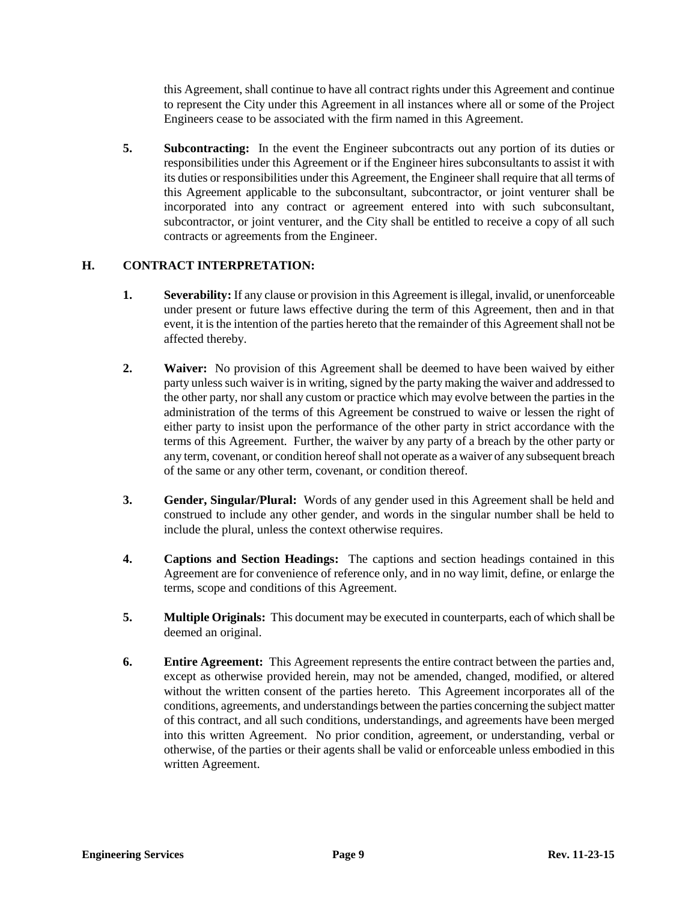this Agreement, shall continue to have all contract rights under this Agreement and continue to represent the City under this Agreement in all instances where all or some of the Project Engineers cease to be associated with the firm named in this Agreement.

5. **Subcontracting:** In the event the Engineer subcontracts out any portion of its duties or responsibilities under this Agreement or if the Engineer hires subconsultants to assist it with its duties or responsibilities under this Agreement, the Engineer shall require that all terms of this Agreement applicable to the subconsultant, subcontractor, or joint venturer shall be incorporated into any contract or agreement entered into with such subconsultant, subcontractor, or joint venturer, and the City shall be entitled to receive a copy of all such contracts or agreements from the Engineer.

## H. CONTRACT INTERPRETATION:

1. **Severability:** If any clause or provision in this Agreement is illegal, invalid, or unenforceable under present or future laws effective during the term of this Agreement, then and in that event, it is the intention of the parties hereto that the remainder of this Agreement shall not be affected thereby.

2. **Waiver:** No provision of this Agreement shall be deemed to have been waived by either party unless such waiver is in writing, signed by the party making the waiver and addressed to the other party, nor shall any custom or practice which may evolve between the parties in the administration of the terms of this Agreement be construed to waive or lessen the right of either party to insist upon the performance of the other party in strict accordance with the terms of this Agreement. Further, the waiver by any party of a breach by the other party or any term, covenant, or condition hereof shall not operate as a waiver of any subsequent breach of the same or any other term, covenant, or condition thereof.

3. **Gender, Singular/Plural:** Words of any gender used in this Agreement shall be held and construed to include any other gender, and words in the singular number shall be held to include the plural, unless the context otherwise requires.

4. **Captions and Section Headings:** The captions and section headings contained in this Agreement are for convenience of reference only, and in no way limit, define, or enlarge the terms, scope and conditions of this Agreement.

5. **Multiple Originals:** This document may be executed in counterparts, each of which shall be deemed an original.

6. **Entire Agreement:** This Agreement represents the entire contract between the parties and, except as otherwise provided herein, may not be amended, changed, modified, or altered without the written consent of the parties hereto. This Agreement incorporates all of the conditions, agreements, and understandings between the parties concerning the subject matter of this contract, and all such conditions, understandings, and agreements have been merged into this written Agreement. No prior condition, agreement, or understanding, verbal or otherwise, of the parties or their agents shall be valid or enforceable unless embodied in this written Agreement.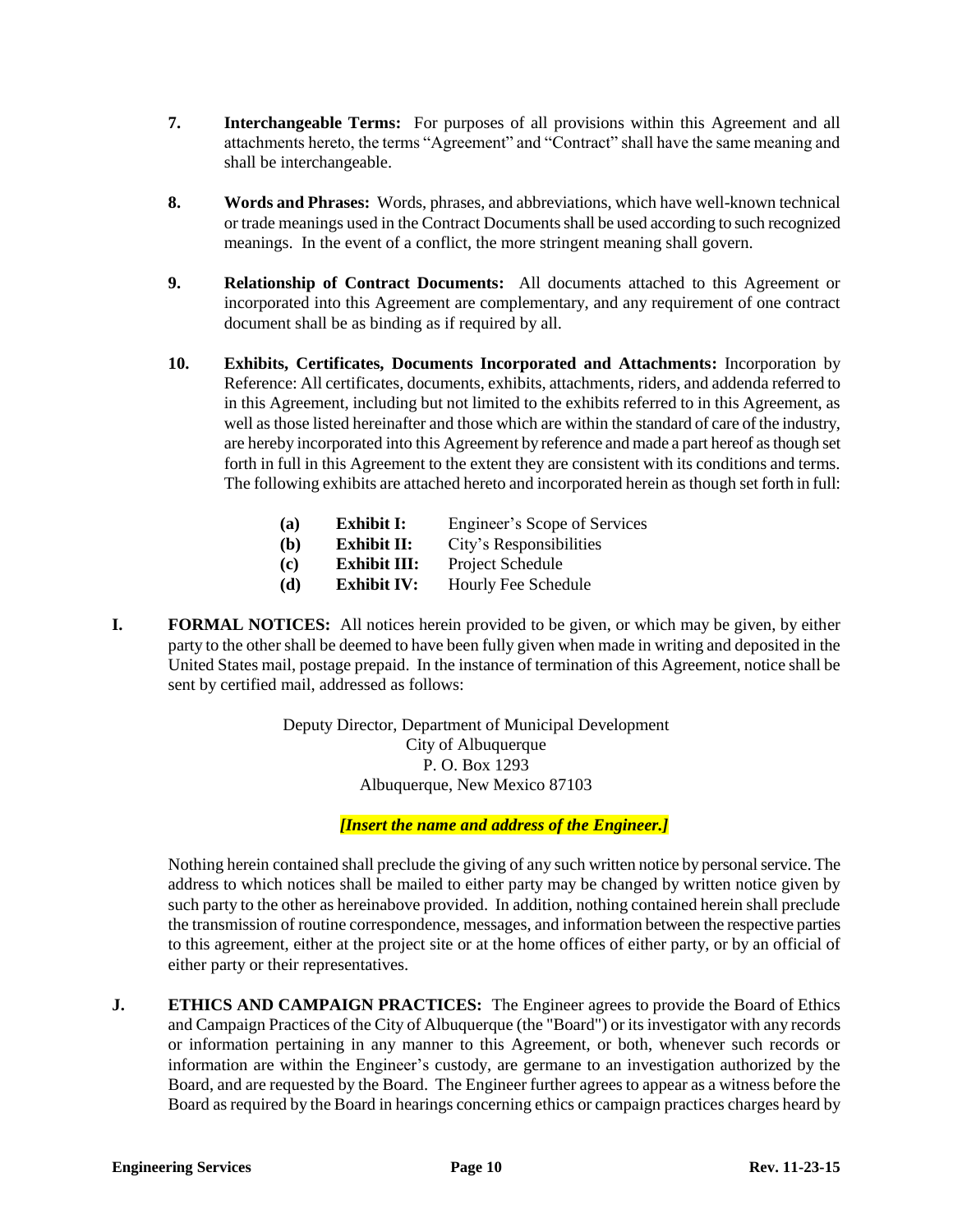7. **Interchangeable Terms:** For purposes of all provisions within this Agreement and all attachments hereto, the terms "Agreement" and "Contract" shall have the same meaning and shall be interchangeable.

8. **Words and Phrases:** Words, phrases, and abbreviations, which have well-known technical or trade meanings used in the Contract Documents shall be used according to such recognized meanings. In the event of a conflict, the more stringent meaning shall govern.

9. **Relationship of Contract Documents:** All documents attached to this Agreement or incorporated into this Agreement are complementary, and any requirement of one contract document shall be as binding as if required by all.

10. **Exhibits, Certificates, Documents Incorporated and Attachments:** Incorporation by Reference: All certificates, documents, exhibits, attachments, riders, and addenda referred to in this Agreement, including but not limited to the exhibits referred to in this Agreement, as well as those listed hereinafter and those which are within the standard of care of the industry, are hereby incorporated into this Agreement by reference and made a part hereof as though set forth in full in this Agreement to the extent they are consistent with its conditions and terms. The following exhibits are attached hereto and incorporated herein as though set forth in full:

    **(a)** **Exhibit I:** Engineer's Scope of Services
    **(b)** **Exhibit II:** City's Responsibilities
    **(c)** **Exhibit III:** Project Schedule
    **(d)** **Exhibit IV:** Hourly Fee Schedule

**I. FORMAL NOTICES:** All notices herein provided to be given, or which may be given, by either party to the other shall be deemed to have been fully given when made in writing and deposited in the United States mail, postage prepaid. In the instance of termination of this Agreement, notice shall be sent by certified mail, addressed as follows:

Deputy Director, Department of Municipal Development
City of Albuquerque
P. O. Box 1293
Albuquerque, New Mexico 87103

***[Insert the name and address of the Engineer.]***

Nothing herein contained shall preclude the giving of any such written notice by personal service. The address to which notices shall be mailed to either party may be changed by written notice given by such party to the other as hereinabove provided. In addition, nothing contained herein shall preclude the transmission of routine correspondence, messages, and information between the respective parties to this agreement, either at the project site or at the home offices of either party, or by an official of either party or their representatives.

**J. ETHICS AND CAMPAIGN PRACTICES:** The Engineer agrees to provide the Board of Ethics and Campaign Practices of the City of Albuquerque (the "Board") or its investigator with any records or information pertaining in any manner to this Agreement, or both, whenever such records or information are within the Engineer's custody, are germane to an investigation authorized by the Board, and are requested by the Board. The Engineer further agrees to appear as a witness before the Board as required by the Board in hearings concerning ethics or campaign practices charges heard by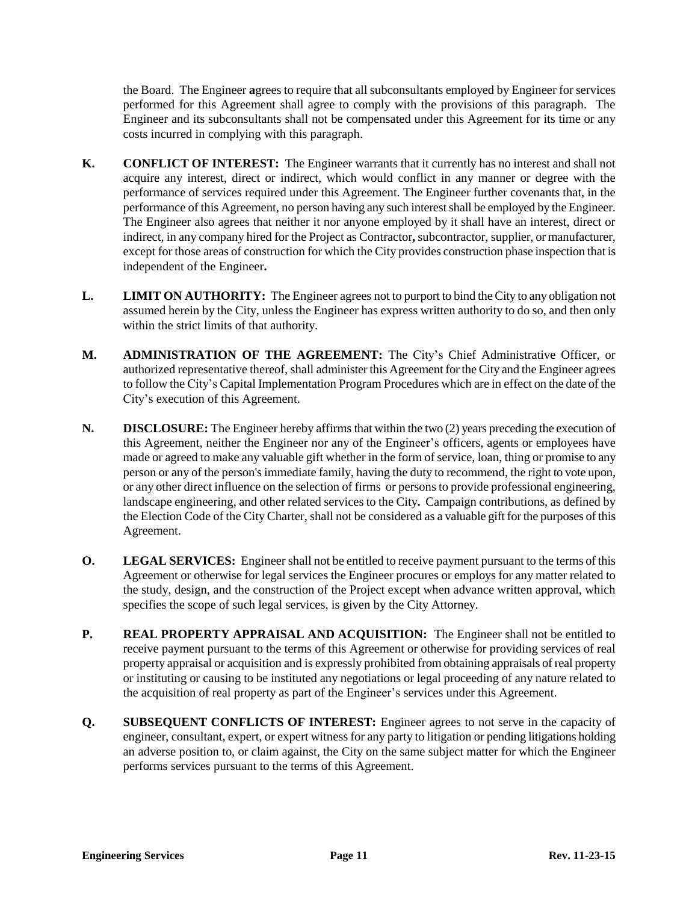the Board. The Engineer **a**grees to require that all subconsultants employed by Engineer for services performed for this Agreement shall agree to comply with the provisions of this paragraph. The Engineer and its subconsultants shall not be compensated under this Agreement for its time or any costs incurred in complying with this paragraph.

**K. CONFLICT OF INTEREST:** The Engineer warrants that it currently has no interest and shall not acquire any interest, direct or indirect, which would conflict in any manner or degree with the performance of services required under this Agreement. The Engineer further covenants that, in the performance of this Agreement, no person having any such interest shall be employed by the Engineer. The Engineer also agrees that neither it nor anyone employed by it shall have an interest, direct or indirect, in any company hired for the Project as Contractor**,** subcontractor, supplier, or manufacturer, except for those areas of construction for which the City provides construction phase inspection that is independent of the Engineer**.**

**L. LIMIT ON AUTHORITY:** The Engineer agrees not to purport to bind the City to any obligation not assumed herein by the City, unless the Engineer has express written authority to do so, and then only within the strict limits of that authority.

**M. ADMINISTRATION OF THE AGREEMENT:** The City's Chief Administrative Officer, or authorized representative thereof, shall administer this Agreement for the City and the Engineer agrees to follow the City's Capital Implementation Program Procedures which are in effect on the date of the City's execution of this Agreement.

**N. DISCLOSURE:** The Engineer hereby affirms that within the two (2) years preceding the execution of this Agreement, neither the Engineer nor any of the Engineer's officers, agents or employees have made or agreed to make any valuable gift whether in the form of service, loan, thing or promise to any person or any of the person's immediate family, having the duty to recommend, the right to vote upon, or any other direct influence on the selection of firms or persons to provide professional engineering, landscape engineering, and other related services to the City**.** Campaign contributions, as defined by the Election Code of the City Charter, shall not be considered as a valuable gift for the purposes of this Agreement.

**O. LEGAL SERVICES:** Engineer shall not be entitled to receive payment pursuant to the terms of this Agreement or otherwise for legal services the Engineer procures or employs for any matter related to the study, design, and the construction of the Project except when advance written approval, which specifies the scope of such legal services, is given by the City Attorney.

**P. REAL PROPERTY APPRAISAL AND ACQUISITION:** The Engineer shall not be entitled to receive payment pursuant to the terms of this Agreement or otherwise for providing services of real property appraisal or acquisition and is expressly prohibited from obtaining appraisals of real property or instituting or causing to be instituted any negotiations or legal proceeding of any nature related to the acquisition of real property as part of the Engineer's services under this Agreement.

**Q. SUBSEQUENT CONFLICTS OF INTEREST:** Engineer agrees to not serve in the capacity of engineer, consultant, expert, or expert witness for any party to litigation or pending litigations holding an adverse position to, or claim against, the City on the same subject matter for which the Engineer performs services pursuant to the terms of this Agreement.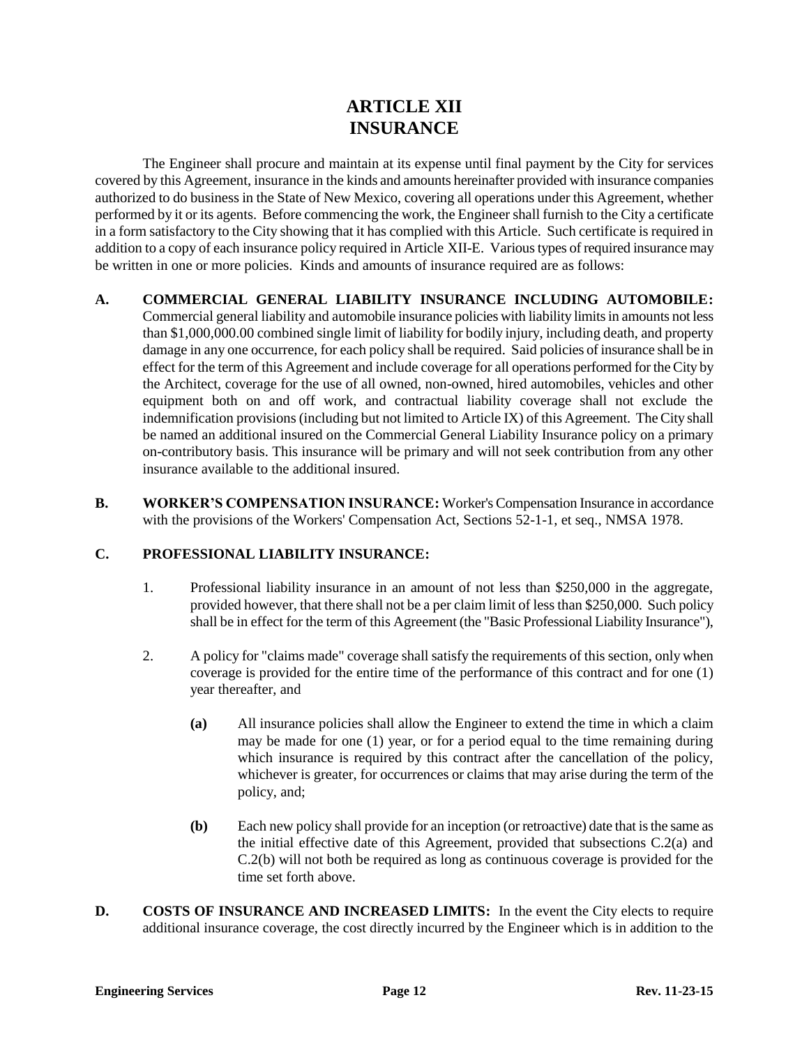# ARTICLE XII
# INSURANCE

The Engineer shall procure and maintain at its expense until final payment by the City for services covered by this Agreement, insurance in the kinds and amounts hereinafter provided with insurance companies authorized to do business in the State of New Mexico, covering all operations under this Agreement, whether performed by it or its agents. Before commencing the work, the Engineer shall furnish to the City a certificate in a form satisfactory to the City showing that it has complied with this Article. Such certificate is required in addition to a copy of each insurance policy required in Article XII-E. Various types of required insurance may be written in one or more policies. Kinds and amounts of insurance required are as follows:

**A. COMMERCIAL GENERAL LIABILITY INSURANCE INCLUDING AUTOMOBILE:** Commercial general liability and automobile insurance policies with liability limits in amounts not less than $1,000,000.00 combined single limit of liability for bodily injury, including death, and property damage in any one occurrence, for each policy shall be required. Said policies of insurance shall be in effect for the term of this Agreement and include coverage for all operations performed for the City by the Architect, coverage for the use of all owned, non-owned, hired automobiles, vehicles and other equipment both on and off work, and contractual liability coverage shall not exclude the indemnification provisions (including but not limited to Article IX) of this Agreement. The City shall be named an additional insured on the Commercial General Liability Insurance policy on a primary on-contributory basis. This insurance will be primary and will not seek contribution from any other insurance available to the additional insured.

**B. WORKER'S COMPENSATION INSURANCE:** Worker's Compensation Insurance in accordance with the provisions of the Workers' Compensation Act, Sections 52-1-1, et seq., NMSA 1978.

**C. PROFESSIONAL LIABILITY INSURANCE:**

1. Professional liability insurance in an amount of not less than $250,000 in the aggregate, provided however, that there shall not be a per claim limit of less than $250,000. Such policy shall be in effect for the term of this Agreement (the "Basic Professional Liability Insurance"),

2. A policy for "claims made" coverage shall satisfy the requirements of this section, only when coverage is provided for the entire time of the performance of this contract and for one (1) year thereafter, and

   **(a)** All insurance policies shall allow the Engineer to extend the time in which a claim may be made for one (1) year, or for a period equal to the time remaining during which insurance is required by this contract after the cancellation of the policy, whichever is greater, for occurrences or claims that may arise during the term of the policy, and;

   **(b)** Each new policy shall provide for an inception (or retroactive) date that is the same as the initial effective date of this Agreement, provided that subsections C.2(a) and C.2(b) will not both be required as long as continuous coverage is provided for the time set forth above.

**D. COSTS OF INSURANCE AND INCREASED LIMITS:** In the event the City elects to require additional insurance coverage, the cost directly incurred by the Engineer which is in addition to the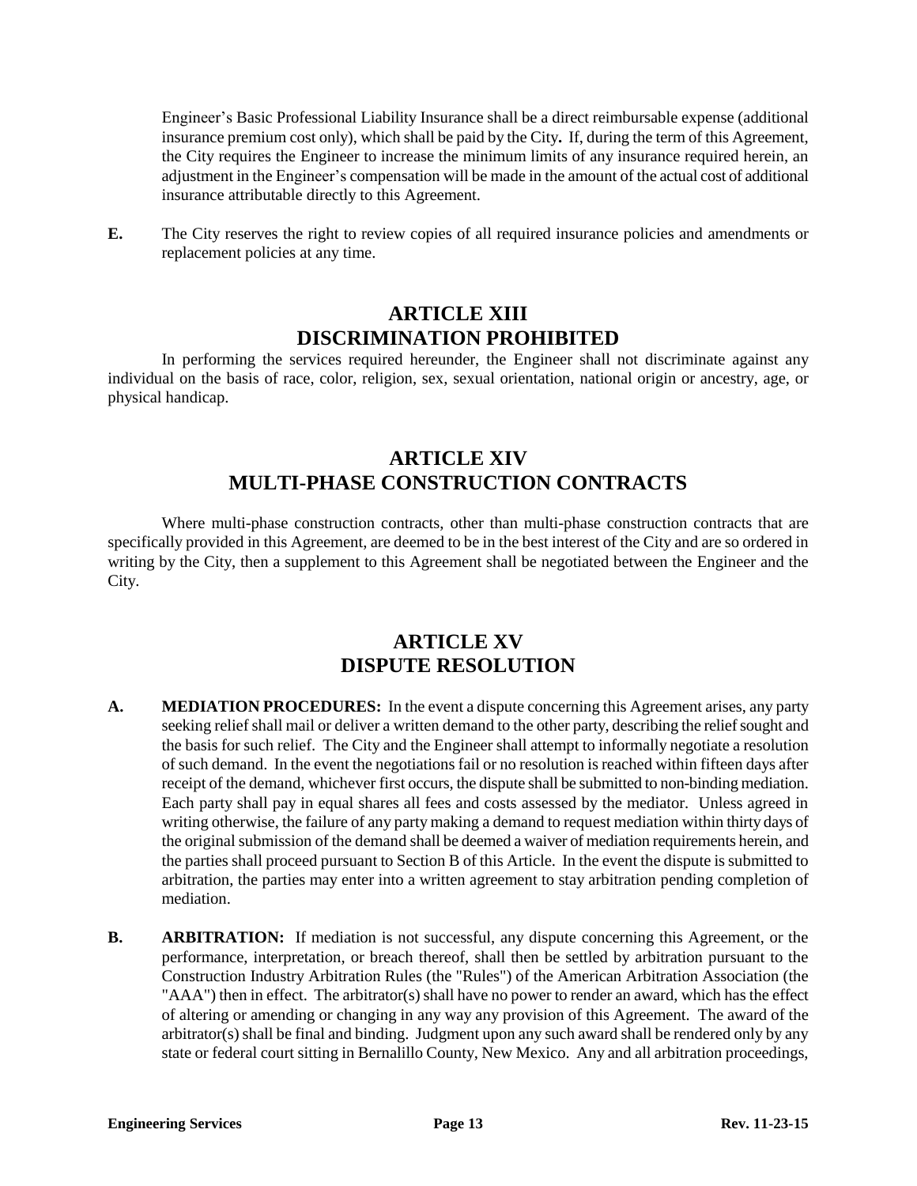Engineer's Basic Professional Liability Insurance shall be a direct reimbursable expense (additional insurance premium cost only), which shall be paid by the City**.** If, during the term of this Agreement, the City requires the Engineer to increase the minimum limits of any insurance required herein, an adjustment in the Engineer's compensation will be made in the amount of the actual cost of additional insurance attributable directly to this Agreement.

**E.** The City reserves the right to review copies of all required insurance policies and amendments or replacement policies at any time.

## ARTICLE XIII
## DISCRIMINATION PROHIBITED

In performing the services required hereunder, the Engineer shall not discriminate against any individual on the basis of race, color, religion, sex, sexual orientation, national origin or ancestry, age, or physical handicap.

## ARTICLE XIV
## MULTI-PHASE CONSTRUCTION CONTRACTS

Where multi-phase construction contracts, other than multi-phase construction contracts that are specifically provided in this Agreement, are deemed to be in the best interest of the City and are so ordered in writing by the City, then a supplement to this Agreement shall be negotiated between the Engineer and the City.

## ARTICLE XV
## DISPUTE RESOLUTION

**A. MEDIATION PROCEDURES:** In the event a dispute concerning this Agreement arises, any party seeking relief shall mail or deliver a written demand to the other party, describing the relief sought and the basis for such relief. The City and the Engineer shall attempt to informally negotiate a resolution of such demand. In the event the negotiations fail or no resolution is reached within fifteen days after receipt of the demand, whichever first occurs, the dispute shall be submitted to non-binding mediation. Each party shall pay in equal shares all fees and costs assessed by the mediator. Unless agreed in writing otherwise, the failure of any party making a demand to request mediation within thirty days of the original submission of the demand shall be deemed a waiver of mediation requirements herein, and the parties shall proceed pursuant to Section B of this Article. In the event the dispute is submitted to arbitration, the parties may enter into a written agreement to stay arbitration pending completion of mediation.

**B. ARBITRATION:** If mediation is not successful, any dispute concerning this Agreement, or the performance, interpretation, or breach thereof, shall then be settled by arbitration pursuant to the Construction Industry Arbitration Rules (the "Rules") of the American Arbitration Association (the "AAA") then in effect. The arbitrator(s) shall have no power to render an award, which has the effect of altering or amending or changing in any way any provision of this Agreement. The award of the arbitrator(s) shall be final and binding. Judgment upon any such award shall be rendered only by any state or federal court sitting in Bernalillo County, New Mexico. Any and all arbitration proceedings,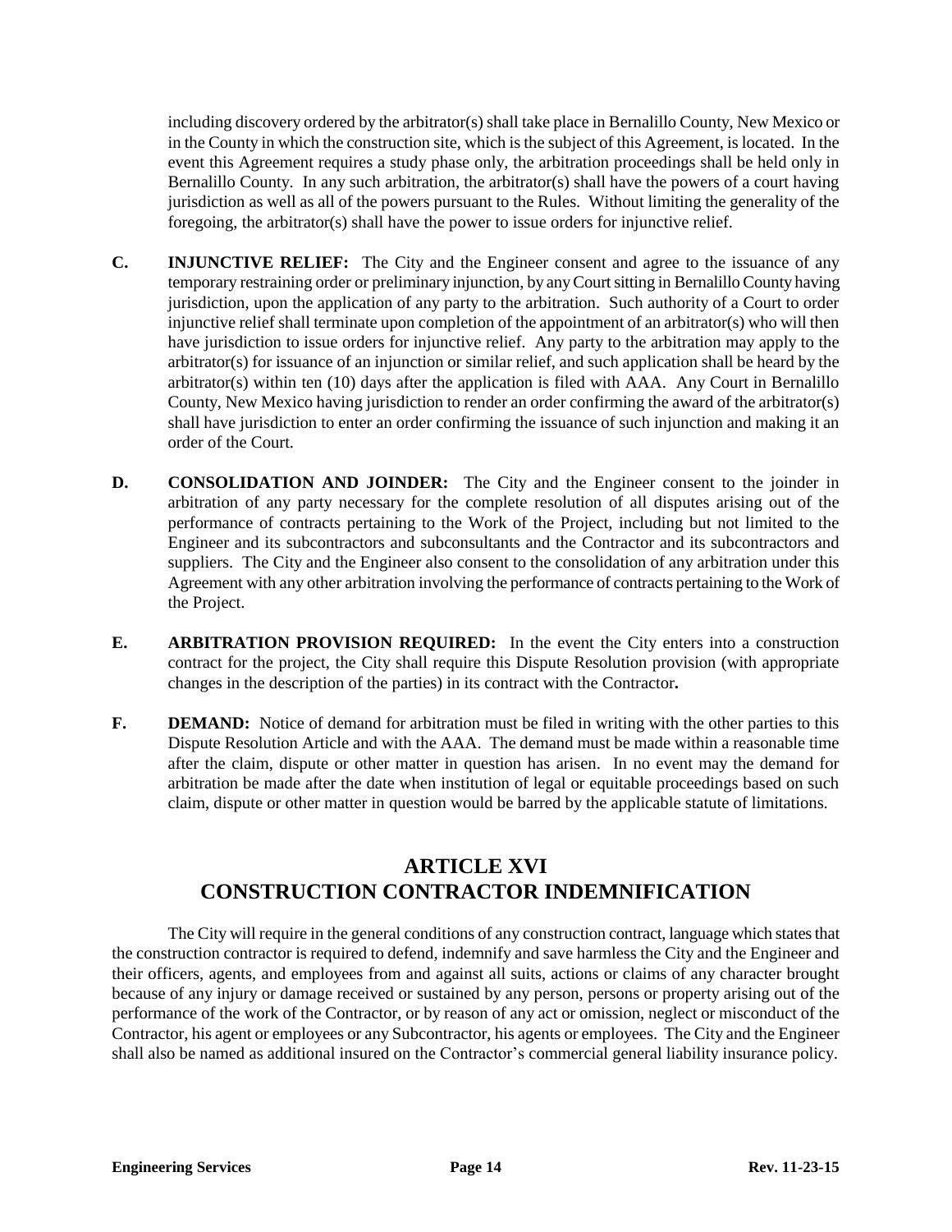including discovery ordered by the arbitrator(s) shall take place in Bernalillo County, New Mexico or in the County in which the construction site, which is the subject of this Agreement, is located. In the event this Agreement requires a study phase only, the arbitration proceedings shall be held only in Bernalillo County. In any such arbitration, the arbitrator(s) shall have the powers of a court having jurisdiction as well as all of the powers pursuant to the Rules. Without limiting the generality of the foregoing, the arbitrator(s) shall have the power to issue orders for injunctive relief.

**C. INJUNCTIVE RELIEF:** The City and the Engineer consent and agree to the issuance of any temporary restraining order or preliminary injunction, by any Court sitting in Bernalillo County having jurisdiction, upon the application of any party to the arbitration. Such authority of a Court to order injunctive relief shall terminate upon completion of the appointment of an arbitrator(s) who will then have jurisdiction to issue orders for injunctive relief. Any party to the arbitration may apply to the arbitrator(s) for issuance of an injunction or similar relief, and such application shall be heard by the arbitrator(s) within ten (10) days after the application is filed with AAA. Any Court in Bernalillo County, New Mexico having jurisdiction to render an order confirming the award of the arbitrator(s) shall have jurisdiction to enter an order confirming the issuance of such injunction and making it an order of the Court.

**D. CONSOLIDATION AND JOINDER:** The City and the Engineer consent to the joinder in arbitration of any party necessary for the complete resolution of all disputes arising out of the performance of contracts pertaining to the Work of the Project, including but not limited to the Engineer and its subcontractors and subconsultants and the Contractor and its subcontractors and suppliers. The City and the Engineer also consent to the consolidation of any arbitration under this Agreement with any other arbitration involving the performance of contracts pertaining to the Work of the Project.

**E. ARBITRATION PROVISION REQUIRED:** In the event the City enters into a construction contract for the project, the City shall require this Dispute Resolution provision (with appropriate changes in the description of the parties) in its contract with the Contractor**.**

**F. DEMAND:** Notice of demand for arbitration must be filed in writing with the other parties to this Dispute Resolution Article and with the AAA. The demand must be made within a reasonable time after the claim, dispute or other matter in question has arisen. In no event may the demand for arbitration be made after the date when institution of legal or equitable proceedings based on such claim, dispute or other matter in question would be barred by the applicable statute of limitations.

## ARTICLE XVI
## CONSTRUCTION CONTRACTOR INDEMNIFICATION

The City will require in the general conditions of any construction contract, language which states that the construction contractor is required to defend, indemnify and save harmless the City and the Engineer and their officers, agents, and employees from and against all suits, actions or claims of any character brought because of any injury or damage received or sustained by any person, persons or property arising out of the performance of the work of the Contractor, or by reason of any act or omission, neglect or misconduct of the Contractor, his agent or employees or any Subcontractor, his agents or employees. The City and the Engineer shall also be named as additional insured on the Contractor's commercial general liability insurance policy.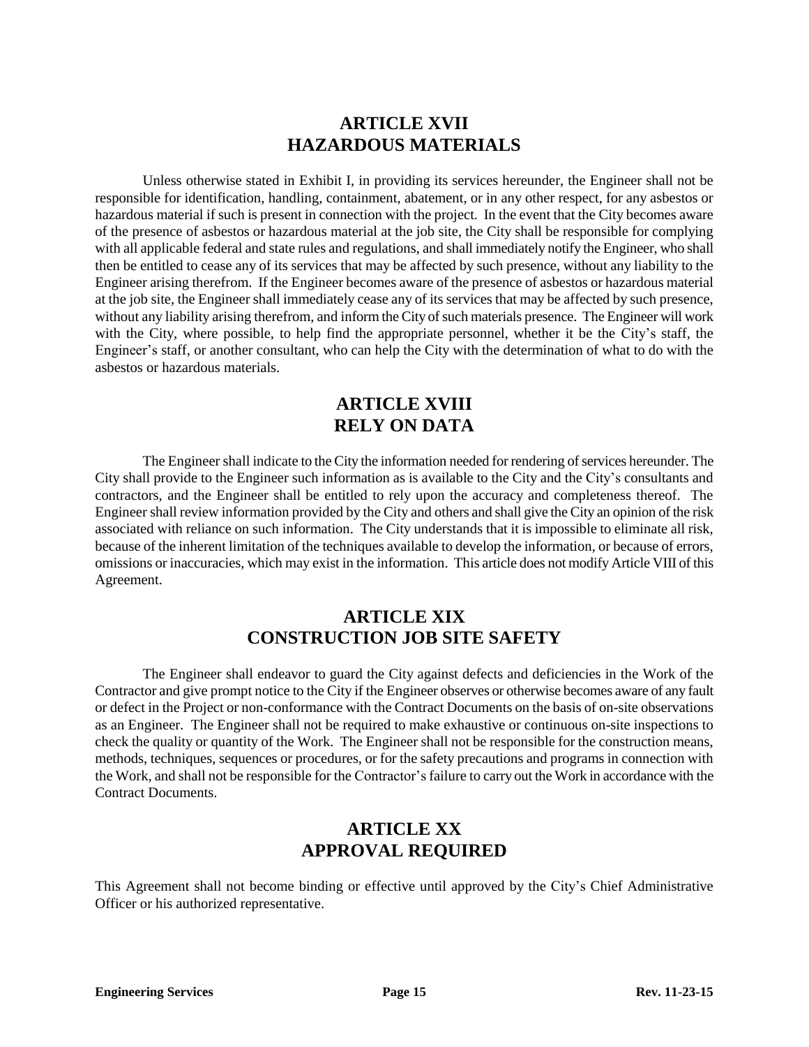## ARTICLE XVII
## HAZARDOUS MATERIALS

Unless otherwise stated in Exhibit I, in providing its services hereunder, the Engineer shall not be responsible for identification, handling, containment, abatement, or in any other respect, for any asbestos or hazardous material if such is present in connection with the project. In the event that the City becomes aware of the presence of asbestos or hazardous material at the job site, the City shall be responsible for complying with all applicable federal and state rules and regulations, and shall immediately notify the Engineer, who shall then be entitled to cease any of its services that may be affected by such presence, without any liability to the Engineer arising therefrom. If the Engineer becomes aware of the presence of asbestos or hazardous material at the job site, the Engineer shall immediately cease any of its services that may be affected by such presence, without any liability arising therefrom, and inform the City of such materials presence. The Engineer will work with the City, where possible, to help find the appropriate personnel, whether it be the City's staff, the Engineer's staff, or another consultant, who can help the City with the determination of what to do with the asbestos or hazardous materials.

## ARTICLE XVIII
## RELY ON DATA

The Engineer shall indicate to the City the information needed for rendering of services hereunder. The City shall provide to the Engineer such information as is available to the City and the City's consultants and contractors, and the Engineer shall be entitled to rely upon the accuracy and completeness thereof. The Engineer shall review information provided by the City and others and shall give the City an opinion of the risk associated with reliance on such information. The City understands that it is impossible to eliminate all risk, because of the inherent limitation of the techniques available to develop the information, or because of errors, omissions or inaccuracies, which may exist in the information. This article does not modify Article VIII of this Agreement.

## ARTICLE XIX
## CONSTRUCTION JOB SITE SAFETY

The Engineer shall endeavor to guard the City against defects and deficiencies in the Work of the Contractor and give prompt notice to the City if the Engineer observes or otherwise becomes aware of any fault or defect in the Project or non-conformance with the Contract Documents on the basis of on-site observations as an Engineer. The Engineer shall not be required to make exhaustive or continuous on-site inspections to check the quality or quantity of the Work. The Engineer shall not be responsible for the construction means, methods, techniques, sequences or procedures, or for the safety precautions and programs in connection with the Work, and shall not be responsible for the Contractor's failure to carry out the Work in accordance with the Contract Documents.

## ARTICLE XX
## APPROVAL REQUIRED

This Agreement shall not become binding or effective until approved by the City's Chief Administrative Officer or his authorized representative.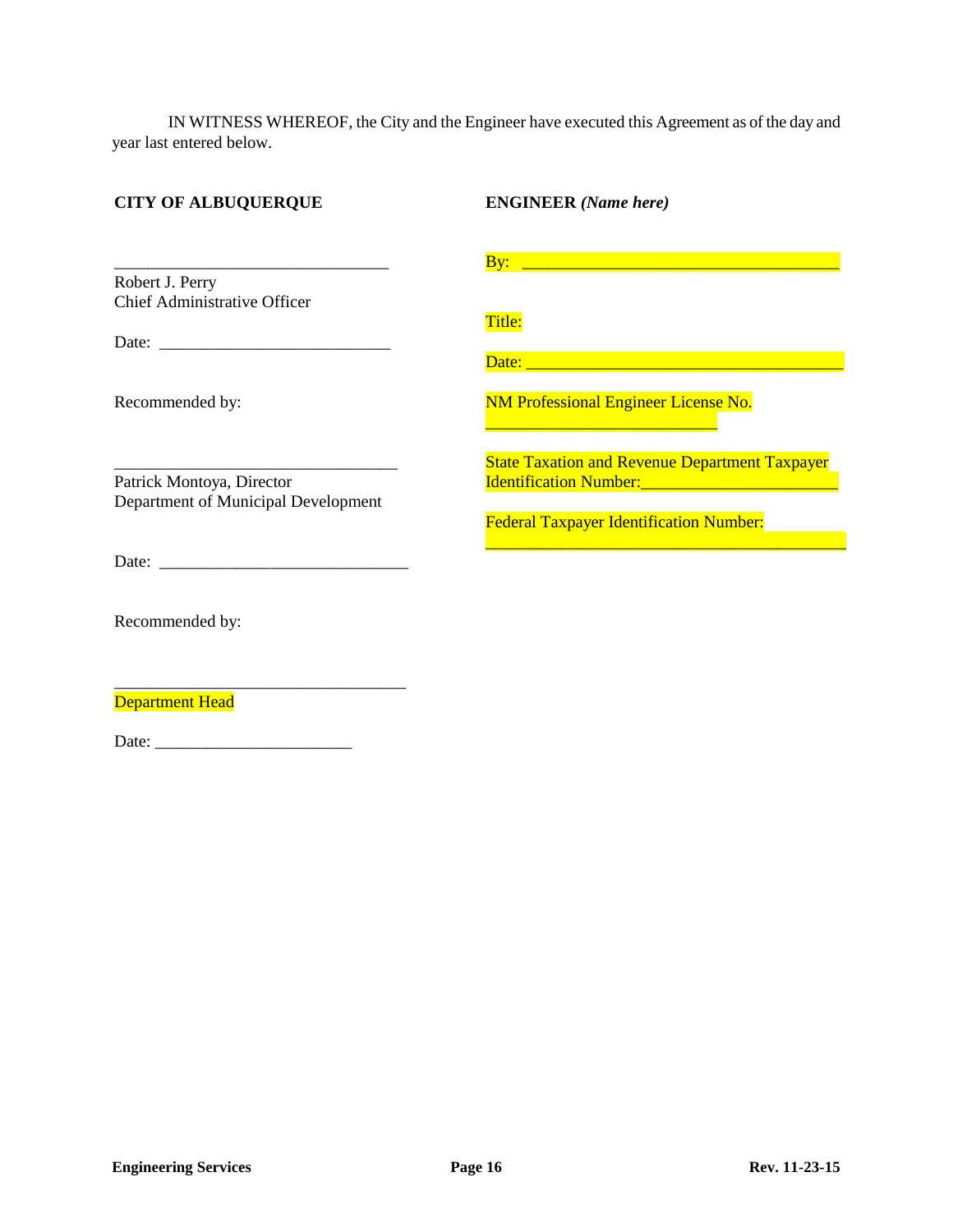IN WITNESS WHEREOF, the City and the Engineer have executed this Agreement as of the day and year last entered below.

**CITY OF ALBUQUERQUE**

_________________________________
Robert J. Perry
Chief Administrative Officer

Date: ___________________________

Recommended by:

_________________________________
Patrick Montoya, Director
Department of Municipal Development

Date: _____________________________

Recommended by:

__________________________________
Department Head

Date: _______________________

**ENGINEER** ***(Name here)***

By: ____________________________________

Title:

Date: ____________________________________

NM Professional Engineer License No.
___________________________

State Taxation and Revenue Department Taxpayer Identification Number:_______________________

Federal Taxpayer Identification Number:
________________________________________